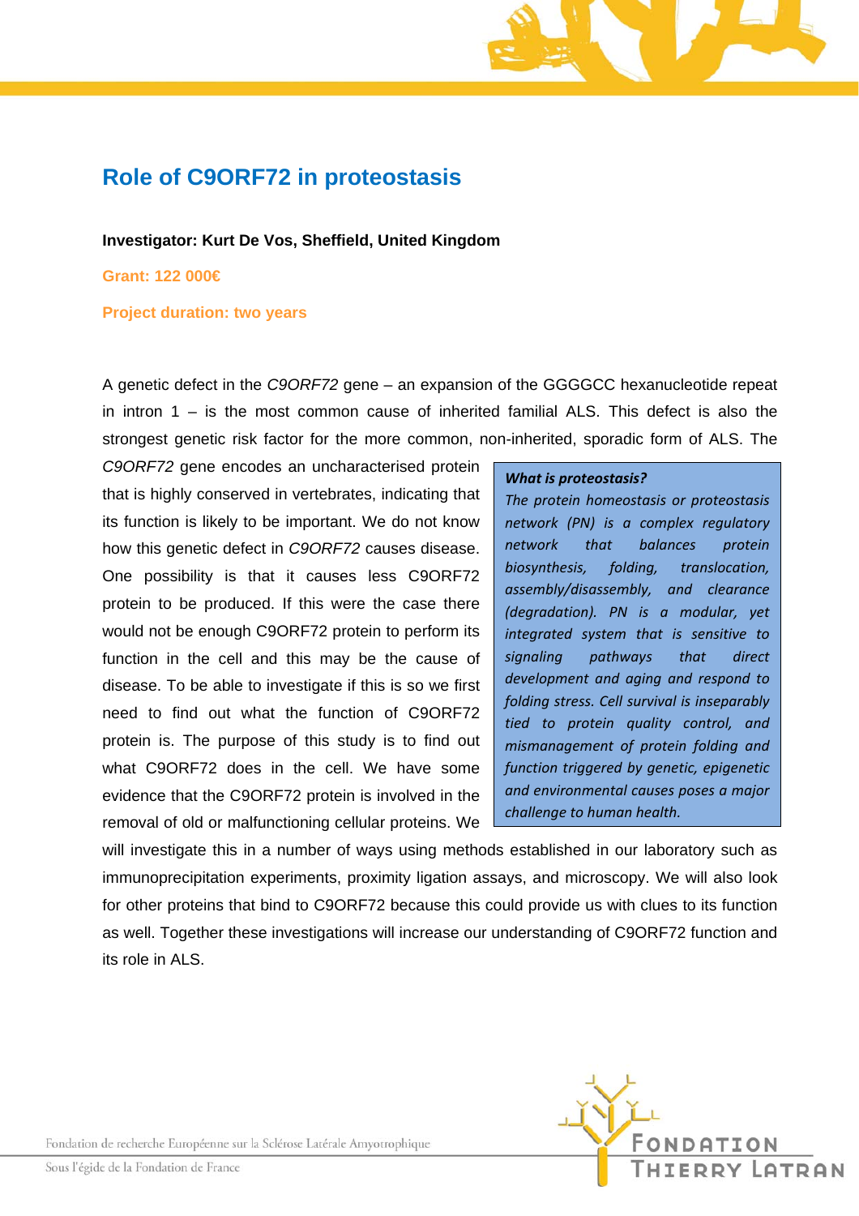# Role of C9ORF72 in proteostasis

**Investigator: Kurt De Vos, Sheffield, United Kingdom**

**Grant: 122 000€**

**Project duration: two years**

A genetic defect in the *C9ORF72* gene – an expansion of the GGGGCC hexanucleotide repeat in intron 1 – is the most common cause of inherited familial ALS. This defect is also the strongest genetic risk factor for the more common, non-inherited, sporadic form of ALS. The *C9ORF72* gene encodes an uncharacterised protein that is highly conserved in vertebrates, indicating that its function is likely to be important. We do not know how this genetic defect in *C9ORF72* causes disease. One possibility is that it causes less C9ORF72 protein to be produced. If this were the case there would not be enough C9ORF72 protein to perform its function in the cell and this may be the cause of disease. To be able to investigate if this is so we first need to find out what the function of C9ORF72 protein is. The purpose of this study is to find out what C9ORF72 does in the cell. We have some evidence that the C9ORF72 protein is involved in the removal of old or malfunctioning cellular proteins. We will investigate this in a number of ways using methods established in our laboratory such as immunoprecipitation experiments, proximity ligation assays, and microscopy. We will also look for other proteins that bind to C9ORF72 because this could provide us with clues to its function as well. Together these investigations will increase our understanding of C9ORF72 function and its role in ALS.

> ***What is proteostasis?***
>
> *The protein homeostasis or proteostasis network (PN) is a complex regulatory network that balances protein biosynthesis, folding, translocation, assembly/disassembly, and clearance (degradation). PN is a modular, yet integrated system that is sensitive to signaling pathways that direct development and aging and respond to folding stress. Cell survival is inseparably tied to protein quality control, and mismanagement of protein folding and function triggered by genetic, epigenetic and environmental causes poses a major challenge to human health.*

Fondation de recherche Européenne sur la Sclérose Latérale Amyotrophique

Sous l'égide de la Fondation de France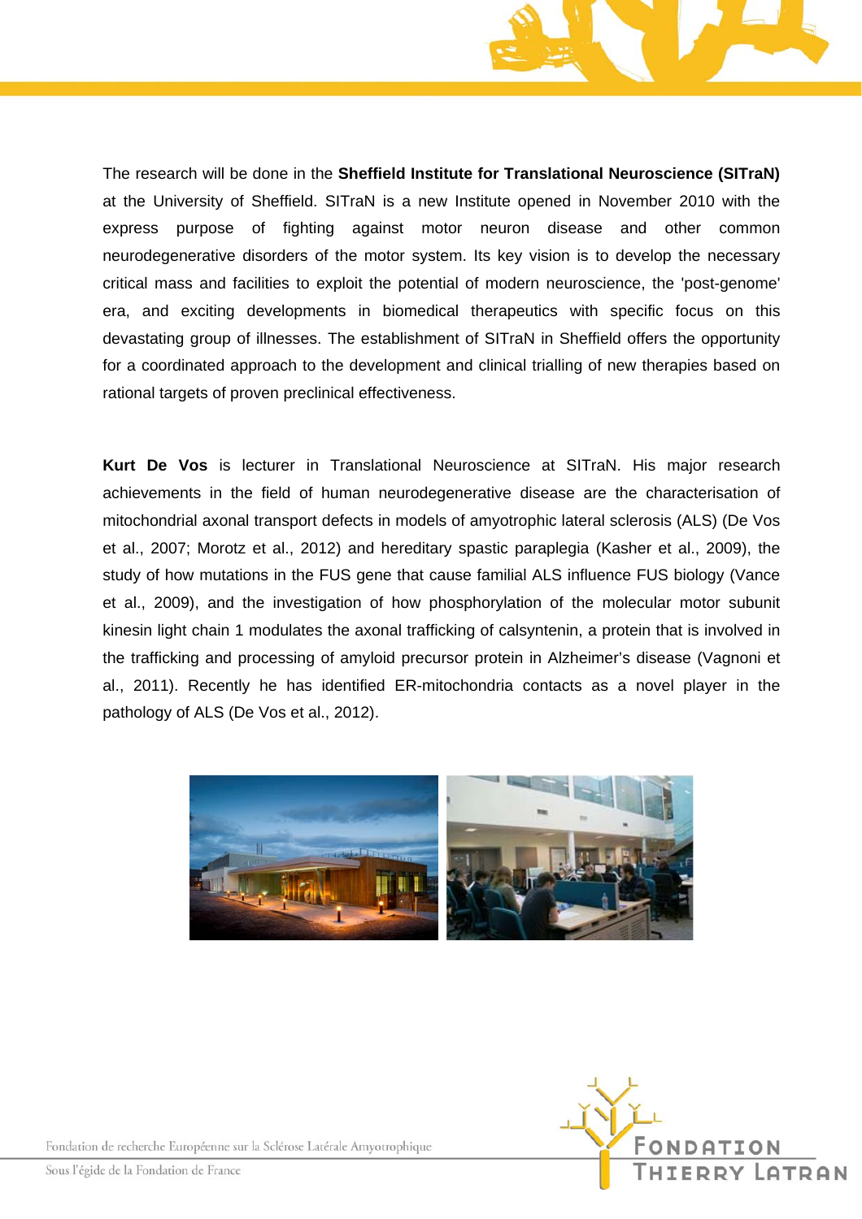The research will be done in the **Sheffield Institute for Translational Neuroscience (SITraN)** at the University of Sheffield. SITraN is a new Institute opened in November 2010 with the express purpose of fighting against motor neuron disease and other common neurodegenerative disorders of the motor system. Its key vision is to develop the necessary critical mass and facilities to exploit the potential of modern neuroscience, the 'post-genome' era, and exciting developments in biomedical therapeutics with specific focus on this devastating group of illnesses. The establishment of SITraN in Sheffield offers the opportunity for a coordinated approach to the development and clinical trialling of new therapies based on rational targets of proven preclinical effectiveness.

**Kurt De Vos** is lecturer in Translational Neuroscience at SITraN. His major research achievements in the field of human neurodegenerative disease are the characterisation of mitochondrial axonal transport defects in models of amyotrophic lateral sclerosis (ALS) (De Vos et al., 2007; Morotz et al., 2012) and hereditary spastic paraplegia (Kasher et al., 2009), the study of how mutations in the FUS gene that cause familial ALS influence FUS biology (Vance et al., 2009), and the investigation of how phosphorylation of the molecular motor subunit kinesin light chain 1 modulates the axonal trafficking of calsyntenin, a protein that is involved in the trafficking and processing of amyloid precursor protein in Alzheimer's disease (Vagnoni et al., 2011). Recently he has identified ER-mitochondria contacts as a novel player in the pathology of ALS (De Vos et al., 2012).